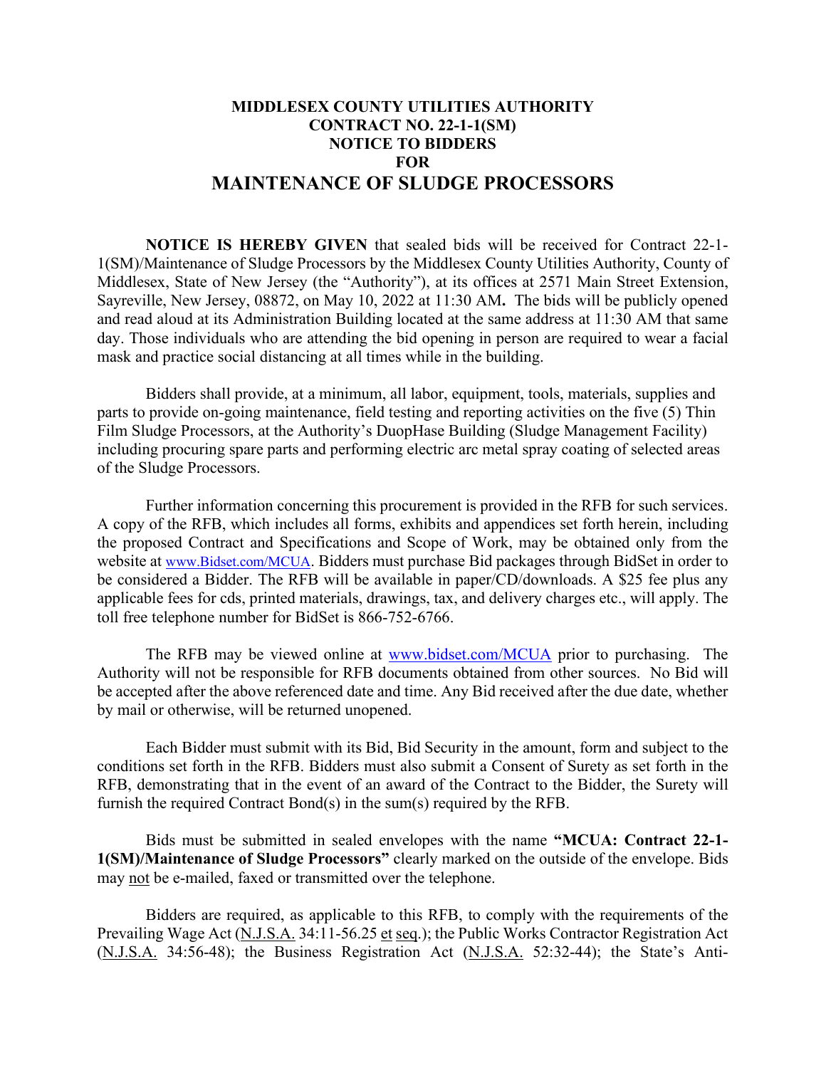# MIDDLESEX COUNTY UTILITIES AUTHORITY
## CONTRACT NO. 22-1-1(SM)
## NOTICE TO BIDDERS
## FOR
# MAINTENANCE OF SLUDGE PROCESSORS

**NOTICE IS HEREBY GIVEN** that sealed bids will be received for Contract 22-1-1(SM)/Maintenance of Sludge Processors by the Middlesex County Utilities Authority, County of Middlesex, State of New Jersey (the "Authority"), at its offices at 2571 Main Street Extension, Sayreville, New Jersey, 08872, on May 10, 2022 at 11:30 AM**.** The bids will be publicly opened and read aloud at its Administration Building located at the same address at 11:30 AM that same day. Those individuals who are attending the bid opening in person are required to wear a facial mask and practice social distancing at all times while in the building.

Bidders shall provide, at a minimum, all labor, equipment, tools, materials, supplies and parts to provide on-going maintenance, field testing and reporting activities on the five (5) Thin Film Sludge Processors, at the Authority's DuopHase Building (Sludge Management Facility) including procuring spare parts and performing electric arc metal spray coating of selected areas of the Sludge Processors.

Further information concerning this procurement is provided in the RFB for such services. A copy of the RFB, which includes all forms, exhibits and appendices set forth herein, including the proposed Contract and Specifications and Scope of Work, may be obtained only from the website at www.Bidset.com/MCUA. Bidders must purchase Bid packages through BidSet in order to be considered a Bidder. The RFB will be available in paper/CD/downloads. A $25 fee plus any applicable fees for cds, printed materials, drawings, tax, and delivery charges etc., will apply. The toll free telephone number for BidSet is 866-752-6766.

The RFB may be viewed online at www.bidset.com/MCUA prior to purchasing. The Authority will not be responsible for RFB documents obtained from other sources. No Bid will be accepted after the above referenced date and time. Any Bid received after the due date, whether by mail or otherwise, will be returned unopened.

Each Bidder must submit with its Bid, Bid Security in the amount, form and subject to the conditions set forth in the RFB. Bidders must also submit a Consent of Surety as set forth in the RFB, demonstrating that in the event of an award of the Contract to the Bidder, the Surety will furnish the required Contract Bond(s) in the sum(s) required by the RFB.

Bids must be submitted in sealed envelopes with the name **"MCUA: Contract 22-1-1(SM)/Maintenance of Sludge Processors"** clearly marked on the outside of the envelope. Bids may not be e-mailed, faxed or transmitted over the telephone.

Bidders are required, as applicable to this RFB, to comply with the requirements of the Prevailing Wage Act (N.J.S.A. 34:11-56.25 et seq.); the Public Works Contractor Registration Act (N.J.S.A. 34:56-48); the Business Registration Act (N.J.S.A. 52:32-44); the State's Anti-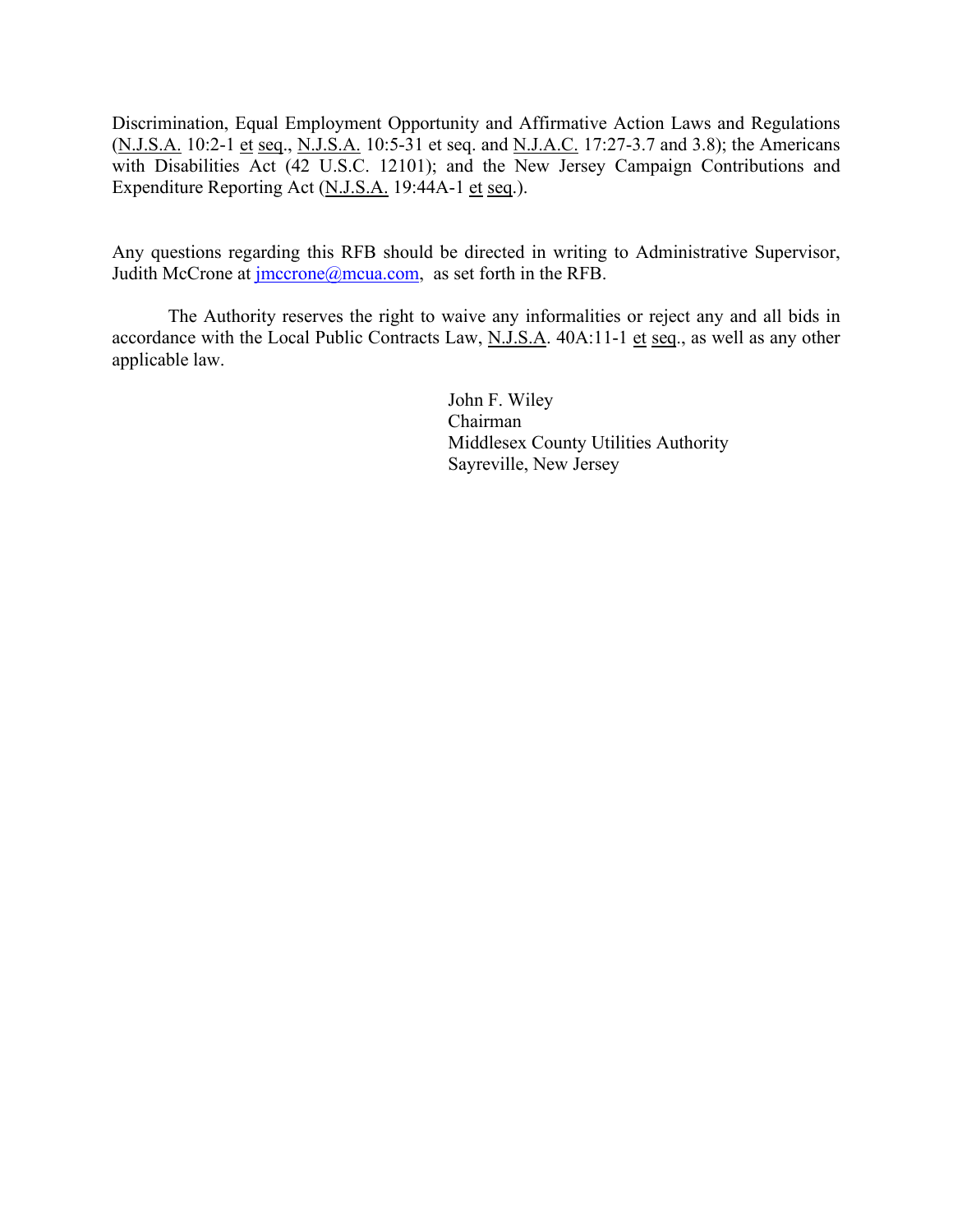Discrimination, Equal Employment Opportunity and Affirmative Action Laws and Regulations (N.J.S.A. 10:2-1 et seq., N.J.S.A. 10:5-31 et seq. and N.J.A.C. 17:27-3.7 and 3.8); the Americans with Disabilities Act (42 U.S.C. 12101); and the New Jersey Campaign Contributions and Expenditure Reporting Act (N.J.S.A. 19:44A-1 et seq.).

Any questions regarding this RFB should be directed in writing to Administrative Supervisor, Judith McCrone at jmccrone@mcua.com, as set forth in the RFB.

The Authority reserves the right to waive any informalities or reject any and all bids in accordance with the Local Public Contracts Law, N.J.S.A. 40A:11-1 et seq., as well as any other applicable law.

John F. Wiley
Chairman
Middlesex County Utilities Authority
Sayreville, New Jersey